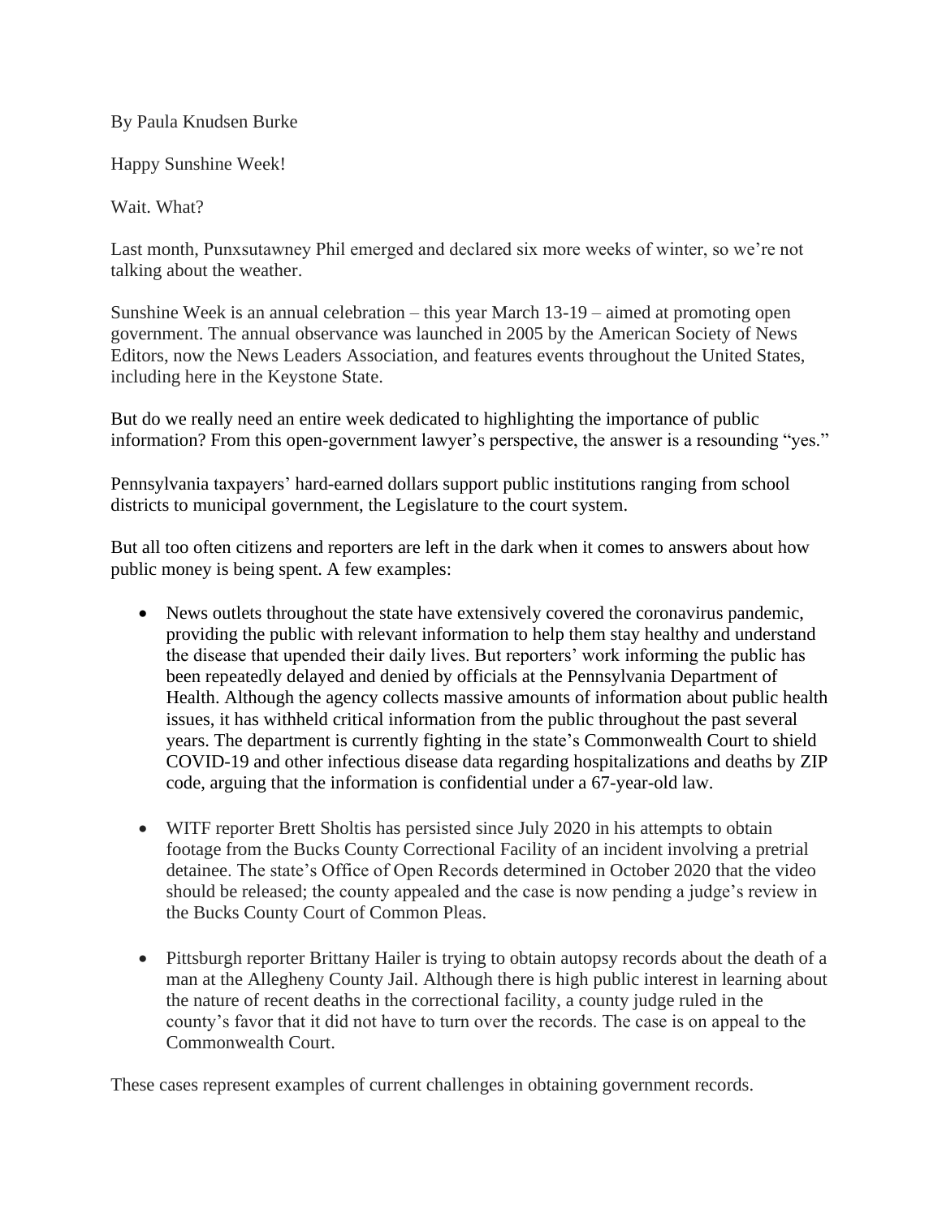By Paula Knudsen Burke

Happy Sunshine Week!

Wait. What?

Last month, Punxsutawney Phil emerged and declared six more weeks of winter, so we're not talking about the weather.

Sunshine Week is an annual celebration – this year March 13-19 – aimed at promoting open government. The annual observance was launched in 2005 by the American Society of News Editors, now the News Leaders Association, and features events throughout the United States, including here in the Keystone State.

But do we really need an entire week dedicated to highlighting the importance of public information? From this open-government lawyer's perspective, the answer is a resounding "yes."

Pennsylvania taxpayers' hard-earned dollars support public institutions ranging from school districts to municipal government, the Legislature to the court system.

But all too often citizens and reporters are left in the dark when it comes to answers about how public money is being spent. A few examples:

- News outlets throughout the state have extensively covered the coronavirus pandemic, providing the public with relevant information to help them stay healthy and understand the disease that upended their daily lives. But reporters' work informing the public has been repeatedly delayed and denied by officials at the Pennsylvania Department of Health. Although the agency collects massive amounts of information about public health issues, it has withheld critical information from the public throughout the past several years. The department is currently fighting in the state's Commonwealth Court to shield COVID-19 and other infectious disease data regarding hospitalizations and deaths by ZIP code, arguing that the information is confidential under a 67-year-old law.

- WITF reporter Brett Sholtis has persisted since July 2020 in his attempts to obtain footage from the Bucks County Correctional Facility of an incident involving a pretrial detainee. The state's Office of Open Records determined in October 2020 that the video should be released; the county appealed and the case is now pending a judge's review in the Bucks County Court of Common Pleas.

- Pittsburgh reporter Brittany Hailer is trying to obtain autopsy records about the death of a man at the Allegheny County Jail. Although there is high public interest in learning about the nature of recent deaths in the correctional facility, a county judge ruled in the county's favor that it did not have to turn over the records. The case is on appeal to the Commonwealth Court.

These cases represent examples of current challenges in obtaining government records.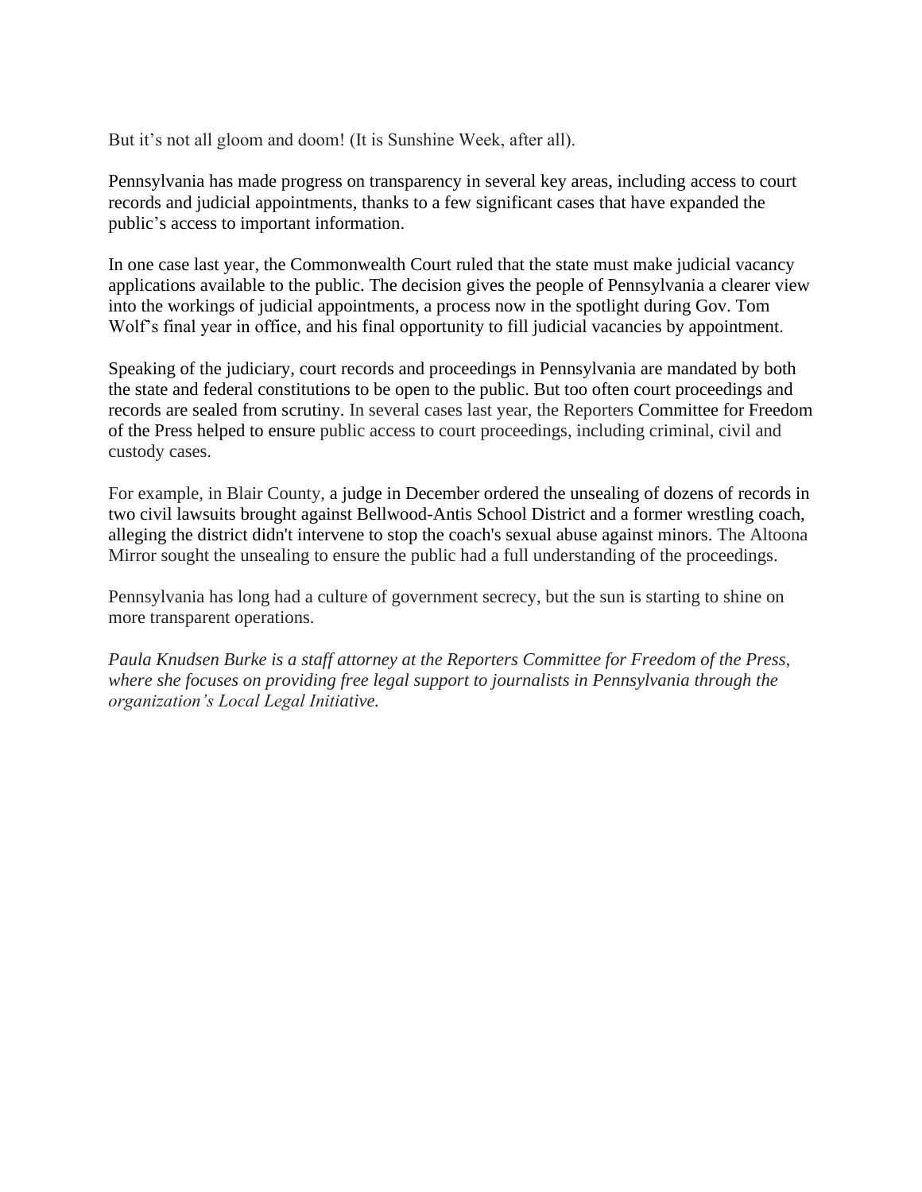But it's not all gloom and doom! (It is Sunshine Week, after all).

Pennsylvania has made progress on transparency in several key areas, including access to court records and judicial appointments, thanks to a few significant cases that have expanded the public's access to important information.

In one case last year, the Commonwealth Court ruled that the state must make judicial vacancy applications available to the public. The decision gives the people of Pennsylvania a clearer view into the workings of judicial appointments, a process now in the spotlight during Gov. Tom Wolf's final year in office, and his final opportunity to fill judicial vacancies by appointment.

Speaking of the judiciary, court records and proceedings in Pennsylvania are mandated by both the state and federal constitutions to be open to the public. But too often court proceedings and records are sealed from scrutiny. In several cases last year, the Reporters Committee for Freedom of the Press helped to ensure public access to court proceedings, including criminal, civil and custody cases.

For example, in Blair County, a judge in December ordered the unsealing of dozens of records in two civil lawsuits brought against Bellwood-Antis School District and a former wrestling coach, alleging the district didn't intervene to stop the coach's sexual abuse against minors. The Altoona Mirror sought the unsealing to ensure the public had a full understanding of the proceedings.

Pennsylvania has long had a culture of government secrecy, but the sun is starting to shine on more transparent operations.

*Paula Knudsen Burke is a staff attorney at the Reporters Committee for Freedom of the Press, where she focuses on providing free legal support to journalists in Pennsylvania through the organization's Local Legal Initiative.*